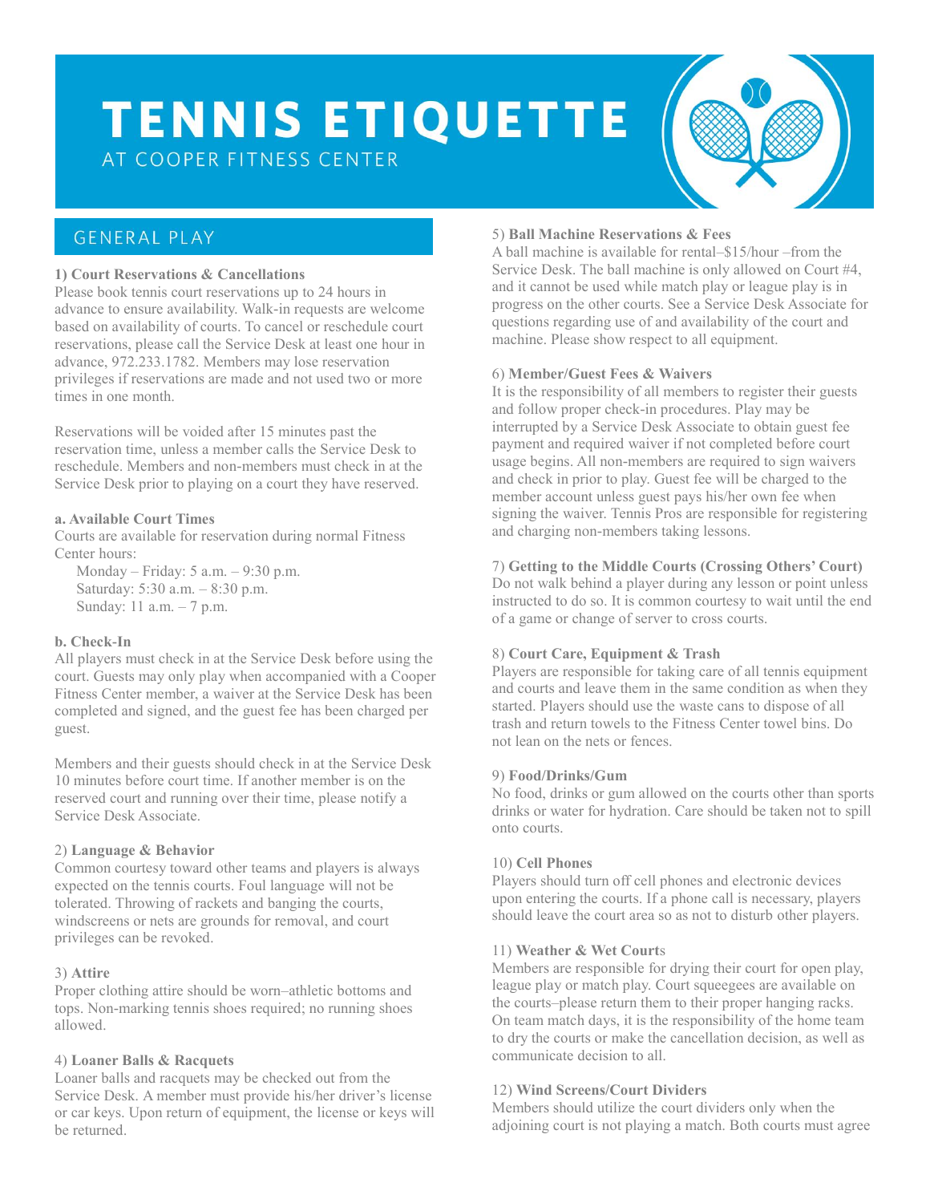# TENNIS ETIQUETTE

AT COOPER FITNESS CENTER

## GENERAL PLAY

**1) Court Reservations & Cancellations**
Please book tennis court reservations up to 24 hours in advance to ensure availability. Walk-in requests are welcome based on availability of courts. To cancel or reschedule court reservations, please call the Service Desk at least one hour in advance, 972.233.1782. Members may lose reservation privileges if reservations are made and not used two or more times in one month.

Reservations will be voided after 15 minutes past the reservation time, unless a member calls the Service Desk to reschedule. Members and non-members must check in at the Service Desk prior to playing on a court they have reserved.

**a. Available Court Times**
Courts are available for reservation during normal Fitness Center hours:

Monday – Friday: 5 a.m. – 9:30 p.m.
Saturday: 5:30 a.m. – 8:30 p.m.
Sunday: 11 a.m. – 7 p.m.

**b. Check-In**
All players must check in at the Service Desk before using the court. Guests may only play when accompanied with a Cooper Fitness Center member, a waiver at the Service Desk has been completed and signed, and the guest fee has been charged per guest.

Members and their guests should check in at the Service Desk 10 minutes before court time. If another member is on the reserved court and running over their time, please notify a Service Desk Associate.

2) **Language & Behavior**
Common courtesy toward other teams and players is always expected on the tennis courts. Foul language will not be tolerated. Throwing of rackets and banging the courts, windscreens or nets are grounds for removal, and court privileges can be revoked.

3) **Attire**
Proper clothing attire should be worn–athletic bottoms and tops. Non-marking tennis shoes required; no running shoes allowed.

4) **Loaner Balls & Racquets**
Loaner balls and racquets may be checked out from the Service Desk. A member must provide his/her driver's license or car keys. Upon return of equipment, the license or keys will be returned.

5) **Ball Machine Reservations & Fees**
A ball machine is available for rental–$15/hour –from the Service Desk. The ball machine is only allowed on Court #4, and it cannot be used while match play or league play is in progress on the other courts. See a Service Desk Associate for questions regarding use of and availability of the court and machine. Please show respect to all equipment.

6) **Member/Guest Fees & Waivers**
It is the responsibility of all members to register their guests and follow proper check-in procedures. Play may be interrupted by a Service Desk Associate to obtain guest fee payment and required waiver if not completed before court usage begins. All non-members are required to sign waivers and check in prior to play. Guest fee will be charged to the member account unless guest pays his/her own fee when signing the waiver. Tennis Pros are responsible for registering and charging non-members taking lessons.

7) **Getting to the Middle Courts (Crossing Others' Court)**
Do not walk behind a player during any lesson or point unless instructed to do so. It is common courtesy to wait until the end of a game or change of server to cross courts.

8) **Court Care, Equipment & Trash**
Players are responsible for taking care of all tennis equipment and courts and leave them in the same condition as when they started. Players should use the waste cans to dispose of all trash and return towels to the Fitness Center towel bins. Do not lean on the nets or fences.

9) **Food/Drinks/Gum**
No food, drinks or gum allowed on the courts other than sports drinks or water for hydration. Care should be taken not to spill onto courts.

10) **Cell Phones**
Players should turn off cell phones and electronic devices upon entering the courts. If a phone call is necessary, players should leave the court area so as not to disturb other players.

11) **Weather & Wet Court**s
Members are responsible for drying their court for open play, league play or match play. Court squeegees are available on the courts–please return them to their proper hanging racks. On team match days, it is the responsibility of the home team to dry the courts or make the cancellation decision, as well as communicate decision to all.

12) **Wind Screens/Court Dividers**
Members should utilize the court dividers only when the adjoining court is not playing a match. Both courts must agree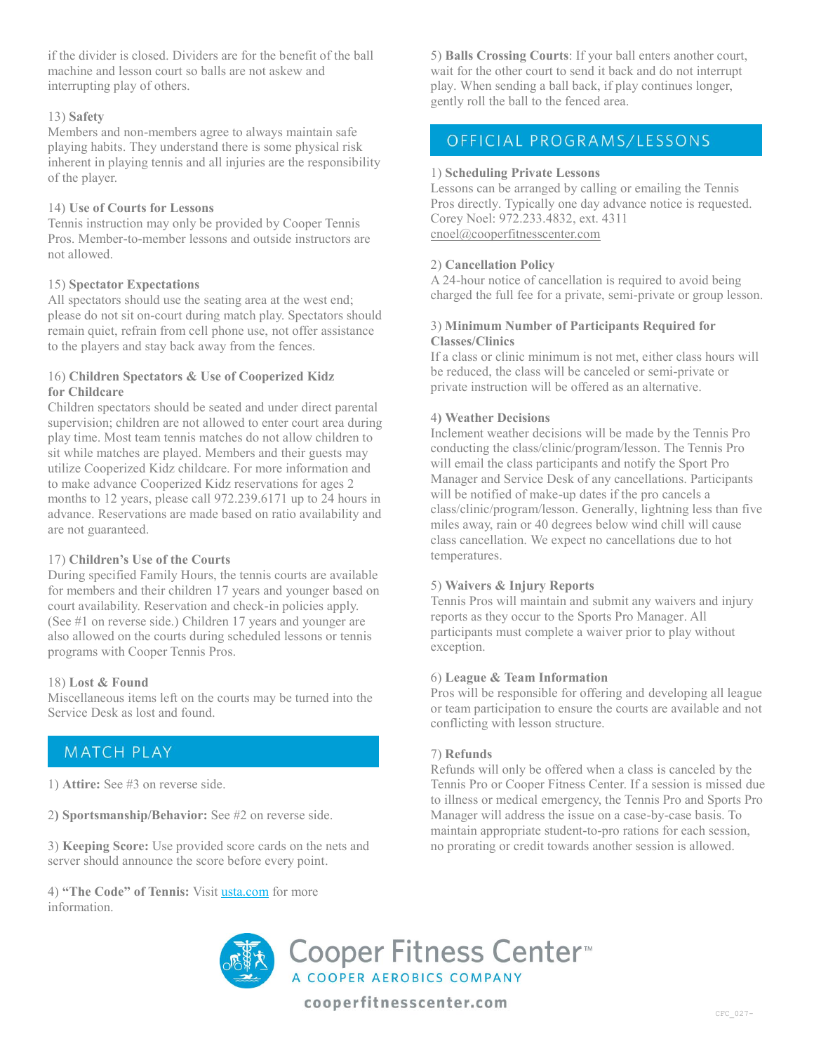if the divider is closed. Dividers are for the benefit of the ball machine and lesson court so balls are not askew and interrupting play of others.

13) **Safety**
Members and non-members agree to always maintain safe playing habits. They understand there is some physical risk inherent in playing tennis and all injuries are the responsibility of the player.

14) **Use of Courts for Lessons**
Tennis instruction may only be provided by Cooper Tennis Pros. Member-to-member lessons and outside instructors are not allowed.

15) **Spectator Expectations**
All spectators should use the seating area at the west end; please do not sit on-court during match play. Spectators should remain quiet, refrain from cell phone use, not offer assistance to the players and stay back away from the fences.

16) **Children Spectators & Use of Cooperized Kidz for Childcare**
Children spectators should be seated and under direct parental supervision; children are not allowed to enter court area during play time. Most team tennis matches do not allow children to sit while matches are played. Members and their guests may utilize Cooperized Kidz childcare. For more information and to make advance Cooperized Kidz reservations for ages 2 months to 12 years, please call 972.239.6171 up to 24 hours in advance. Reservations are made based on ratio availability and are not guaranteed.

17) **Children's Use of the Courts**
During specified Family Hours, the tennis courts are available for members and their children 17 years and younger based on court availability. Reservation and check-in policies apply. (See #1 on reverse side.) Children 17 years and younger are also allowed on the courts during scheduled lessons or tennis programs with Cooper Tennis Pros.

18) **Lost & Found**
Miscellaneous items left on the courts may be turned into the Service Desk as lost and found.

## MATCH PLAY

1) **Attire:** See #3 on reverse side.

2) **Sportsmanship/Behavior:** See #2 on reverse side.

3) **Keeping Score:** Use provided score cards on the nets and server should announce the score before every point.

4) **"The Code" of Tennis:** Visit usta.com for more information.

5) **Balls Crossing Courts**: If your ball enters another court, wait for the other court to send it back and do not interrupt play. When sending a ball back, if play continues longer, gently roll the ball to the fenced area.

## OFFICIAL PROGRAMS/LESSONS

1) **Scheduling Private Lessons**
Lessons can be arranged by calling or emailing the Tennis Pros directly. Typically one day advance notice is requested.
Corey Noel: 972.233.4832, ext. 4311
cnoel@cooperfitnesscenter.com

2) **Cancellation Policy**
A 24-hour notice of cancellation is required to avoid being charged the full fee for a private, semi-private or group lesson.

3) **Minimum Number of Participants Required for Classes/Clinics**
If a class or clinic minimum is not met, either class hours will be reduced, the class will be canceled or semi-private or private instruction will be offered as an alternative.

4) **Weather Decisions**
Inclement weather decisions will be made by the Tennis Pro conducting the class/clinic/program/lesson. The Tennis Pro will email the class participants and notify the Sport Pro Manager and Service Desk of any cancellations. Participants will be notified of make-up dates if the pro cancels a class/clinic/program/lesson. Generally, lightning less than five miles away, rain or 40 degrees below wind chill will cause class cancellation. We expect no cancellations due to hot temperatures.

5) **Waivers & Injury Reports**
Tennis Pros will maintain and submit any waivers and injury reports as they occur to the Sports Pro Manager. All participants must complete a waiver prior to play without exception.

6) **League & Team Information**
Pros will be responsible for offering and developing all league or team participation to ensure the courts are available and not conflicting with lesson structure.

7) **Refunds**
Refunds will only be offered when a class is canceled by the Tennis Pro or Cooper Fitness Center. If a session is missed due to illness or medical emergency, the Tennis Pro and Sports Pro Manager will address the issue on a case-by-case basis. To maintain appropriate student-to-pro rations for each session, no prorating or credit towards another session is allowed.

Cooper Fitness Center™
A COOPER AEROBICS COMPANY
cooperfitnesscenter.com

CFC_027-